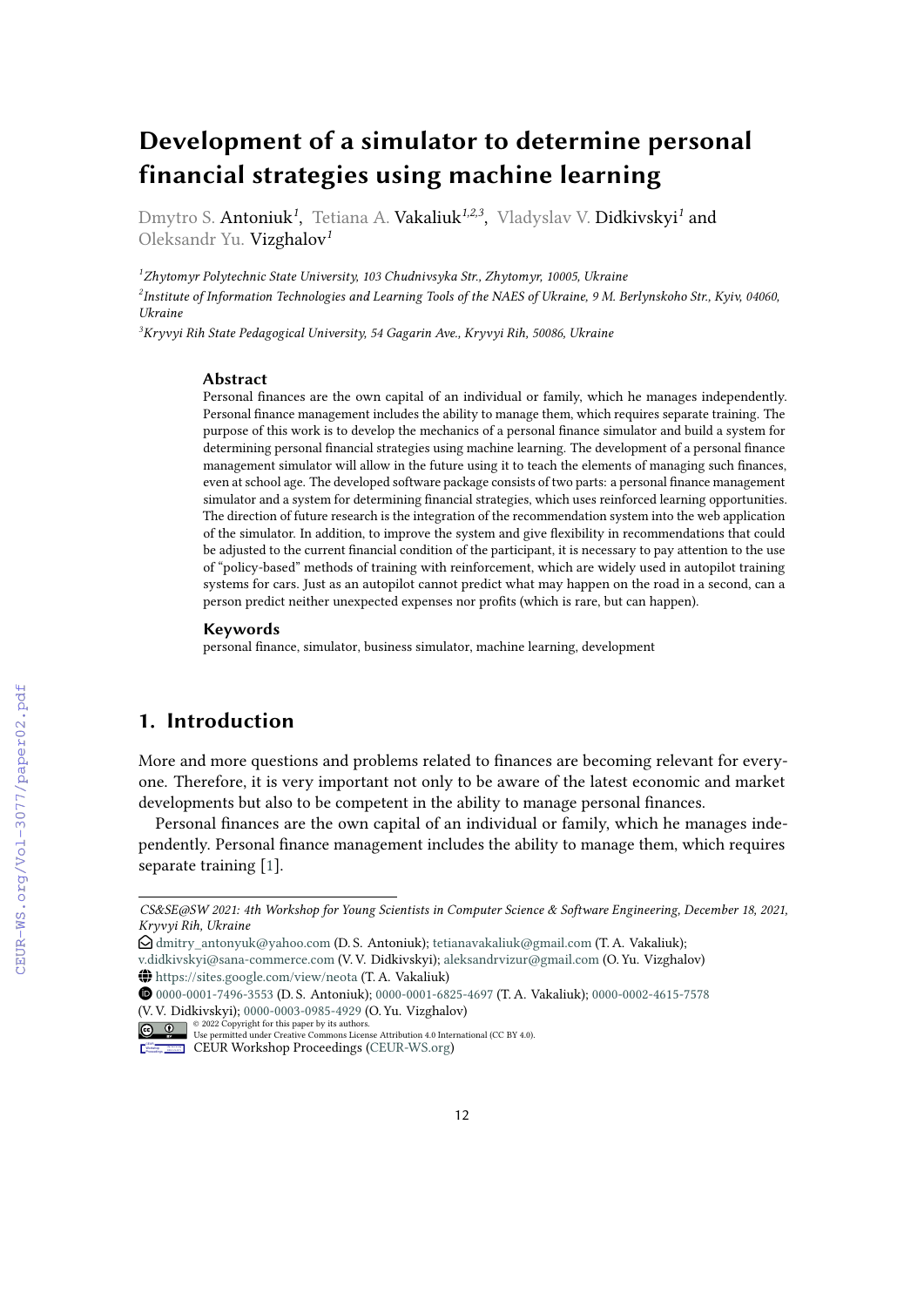# Development of a simulator to determine personal financial strategies using machine learning

Dmytro S. Antoniuk[1], Tetiana A. Vakaliuk[1,2,3], Vladyslav V. Didkivskyi[1] and Oleksandr Yu. Vizghalov[1]

[1]*Zhytomyr Polytechnic State University, 103 Chudnivsyka Str., Zhytomyr, 10005, Ukraine*

[2]*Institute of Information Technologies and Learning Tools of the NAES of Ukraine, 9 M. Berlynskoho Str., Kyiv, 04060, Ukraine*

[3]*Kryvyi Rih State Pedagogical University, 54 Gagarin Ave., Kryvyi Rih, 50086, Ukraine*

### Abstract

Personal finances are the own capital of an individual or family, which he manages independently. Personal finance management includes the ability to manage them, which requires separate training. The purpose of this work is to develop the mechanics of a personal finance simulator and build a system for determining personal financial strategies using machine learning. The development of a personal finance management simulator will allow in the future using it to teach the elements of managing such finances, even at school age. The developed software package consists of two parts: a personal finance management simulator and a system for determining financial strategies, which uses reinforced learning opportunities. The direction of future research is the integration of the recommendation system into the web application of the simulator. In addition, to improve the system and give flexibility in recommendations that could be adjusted to the current financial condition of the participant, it is necessary to pay attention to the use of "policy-based" methods of training with reinforcement, which are widely used in autopilot training systems for cars. Just as an autopilot cannot predict what may happen on the road in a second, can a person predict neither unexpected expenses nor profits (which is rare, but can happen).

### Keywords

personal finance, simulator, business simulator, machine learning, development

## 1. Introduction

More and more questions and problems related to finances are becoming relevant for everyone. Therefore, it is very important not only to be aware of the latest economic and market developments but also to be competent in the ability to manage personal finances.

Personal finances are the own capital of an individual or family, which he manages independently. Personal finance management includes the ability to manage them, which requires separate training [1].

---

*CS&SE@SW 2021: 4th Workshop for Young Scientists in Computer Science & Software Engineering, December 18, 2021, Kryvyi Rih, Ukraine*

dmitry_antonyuk@yahoo.com (D. S. Antoniuk); tetianavakaliuk@gmail.com (T. A. Vakaliuk); v.didkivskyi@sana-commerce.com (V. V. Didkivskyi); aleksandrvizur@gmail.com (O. Yu. Vizghalov)

https://sites.google.com/view/neota (T. A. Vakaliuk)

0000-0001-7496-3553 (D. S. Antoniuk); 0000-0001-6825-4697 (T. A. Vakaliuk); 0000-0002-4615-7578 (V. V. Didkivskyi); 0000-0003-0985-4929 (O. Yu. Vizghalov)

© 2022 Copyright for this paper by its authors. Use permitted under Creative Commons License Attribution 4.0 International (CC BY 4.0).

CEUR Workshop Proceedings (CEUR-WS.org)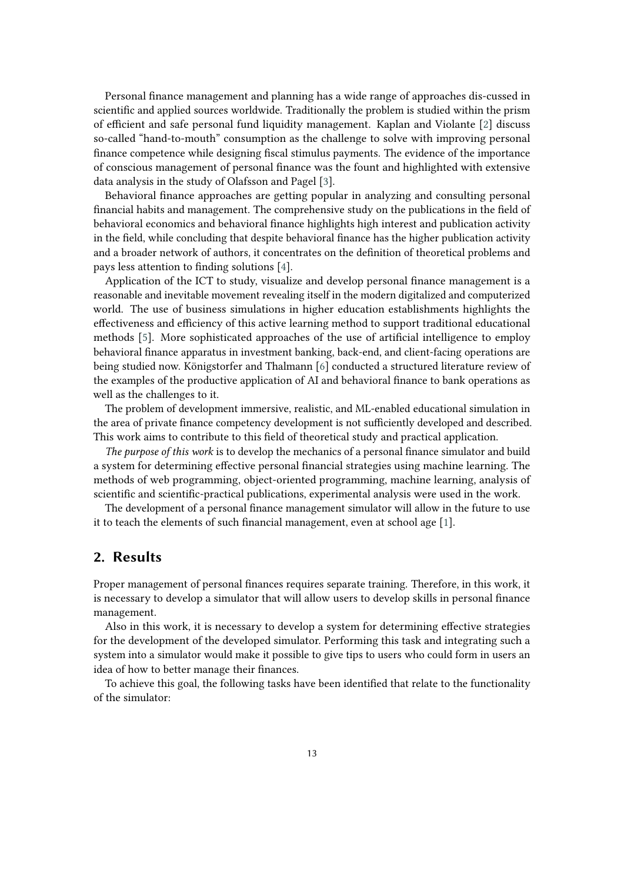Personal finance management and planning has a wide range of approaches dis-cussed in scientific and applied sources worldwide. Traditionally the problem is studied within the prism of efficient and safe personal fund liquidity management. Kaplan and Violante [2] discuss so-called "hand-to-mouth" consumption as the challenge to solve with improving personal finance competence while designing fiscal stimulus payments. The evidence of the importance of conscious management of personal finance was the fount and highlighted with extensive data analysis in the study of Olafsson and Pagel [3].

Behavioral finance approaches are getting popular in analyzing and consulting personal financial habits and management. The comprehensive study on the publications in the field of behavioral economics and behavioral finance highlights high interest and publication activity in the field, while concluding that despite behavioral finance has the higher publication activity and a broader network of authors, it concentrates on the definition of theoretical problems and pays less attention to finding solutions [4].

Application of the ICT to study, visualize and develop personal finance management is a reasonable and inevitable movement revealing itself in the modern digitalized and computerized world. The use of business simulations in higher education establishments highlights the effectiveness and efficiency of this active learning method to support traditional educational methods [5]. More sophisticated approaches of the use of artificial intelligence to employ behavioral finance apparatus in investment banking, back-end, and client-facing operations are being studied now. Königstorfer and Thalmann [6] conducted a structured literature review of the examples of the productive application of AI and behavioral finance to bank operations as well as the challenges to it.

The problem of development immersive, realistic, and ML-enabled educational simulation in the area of private finance competency development is not sufficiently developed and described. This work aims to contribute to this field of theoretical study and practical application.

*The purpose of this work* is to develop the mechanics of a personal finance simulator and build a system for determining effective personal financial strategies using machine learning. The methods of web programming, object-oriented programming, machine learning, analysis of scientific and scientific-practical publications, experimental analysis were used in the work.

The development of a personal finance management simulator will allow in the future to use it to teach the elements of such financial management, even at school age [1].

## 2. Results

Proper management of personal finances requires separate training. Therefore, in this work, it is necessary to develop a simulator that will allow users to develop skills in personal finance management.

Also in this work, it is necessary to develop a system for determining effective strategies for the development of the developed simulator. Performing this task and integrating such a system into a simulator would make it possible to give tips to users who could form in users an idea of how to better manage their finances.

To achieve this goal, the following tasks have been identified that relate to the functionality of the simulator: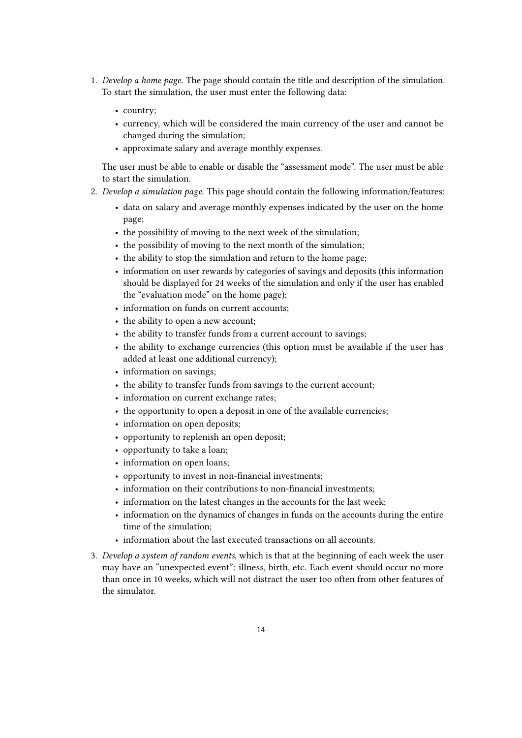1. *Develop a home page.* The page should contain the title and description of the simulation. To start the simulation, the user must enter the following data:

   - country;
   - currency, which will be considered the main currency of the user and cannot be changed during the simulation;
   - approximate salary and average monthly expenses.

   The user must be able to enable or disable the "assessment mode". The user must be able to start the simulation.

2. *Develop a simulation page.* This page should contain the following information/features:

   - data on salary and average monthly expenses indicated by the user on the home page;
   - the possibility of moving to the next week of the simulation;
   - the possibility of moving to the next month of the simulation;
   - the ability to stop the simulation and return to the home page;
   - information on user rewards by categories of savings and deposits (this information should be displayed for 24 weeks of the simulation and only if the user has enabled the "evaluation mode" on the home page);
   - information on funds on current accounts;
   - the ability to open a new account;
   - the ability to transfer funds from a current account to savings;
   - the ability to exchange currencies (this option must be available if the user has added at least one additional currency);
   - information on savings;
   - the ability to transfer funds from savings to the current account;
   - information on current exchange rates;
   - the opportunity to open a deposit in one of the available currencies;
   - information on open deposits;
   - opportunity to replenish an open deposit;
   - opportunity to take a loan;
   - information on open loans;
   - opportunity to invest in non-financial investments;
   - information on their contributions to non-financial investments;
   - information on the latest changes in the accounts for the last week;
   - information on the dynamics of changes in funds on the accounts during the entire time of the simulation;
   - information about the last executed transactions on all accounts.

3. *Develop a system of random events*, which is that at the beginning of each week the user may have an "unexpected event": illness, birth, etc. Each event should occur no more than once in 10 weeks, which will not distract the user too often from other features of the simulator.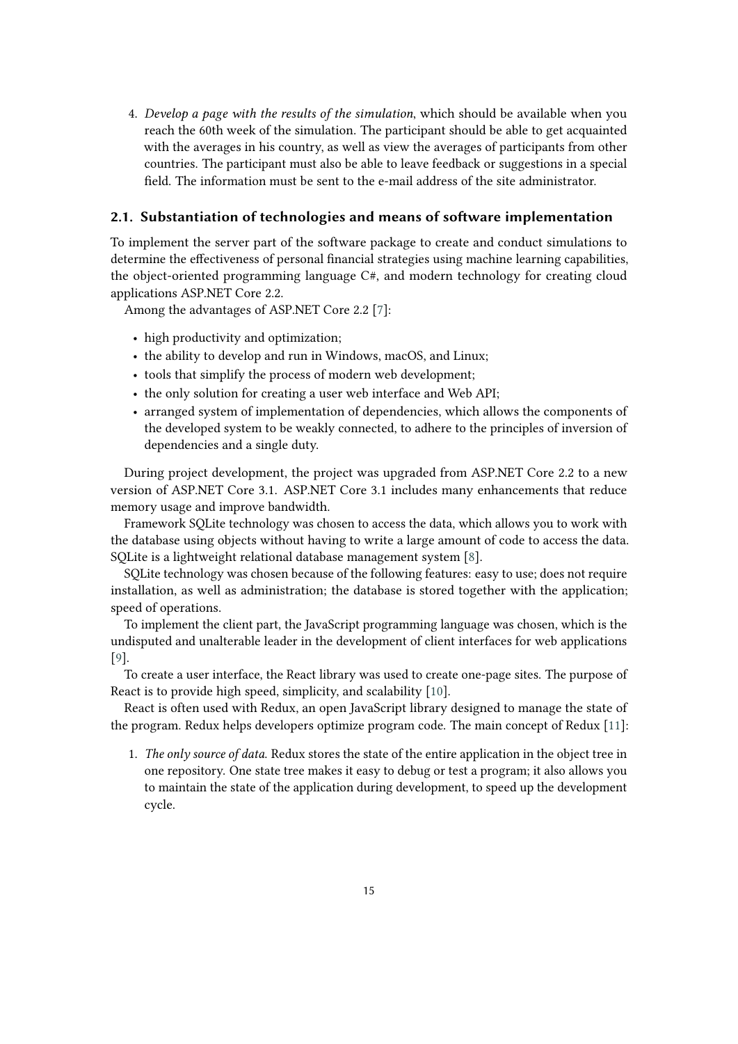4. *Develop a page with the results of the simulation*, which should be available when you reach the 60th week of the simulation. The participant should be able to get acquainted with the averages in his country, as well as view the averages of participants from other countries. The participant must also be able to leave feedback or suggestions in a special field. The information must be sent to the e-mail address of the site administrator.

## 2.1. Substantiation of technologies and means of software implementation

To implement the server part of the software package to create and conduct simulations to determine the effectiveness of personal financial strategies using machine learning capabilities, the object-oriented programming language C#, and modern technology for creating cloud applications ASP.NET Core 2.2.

Among the advantages of ASP.NET Core 2.2 [7]:

- high productivity and optimization;
- the ability to develop and run in Windows, macOS, and Linux;
- tools that simplify the process of modern web development;
- the only solution for creating a user web interface and Web API;
- arranged system of implementation of dependencies, which allows the components of the developed system to be weakly connected, to adhere to the principles of inversion of dependencies and a single duty.

During project development, the project was upgraded from ASP.NET Core 2.2 to a new version of ASP.NET Core 3.1. ASP.NET Core 3.1 includes many enhancements that reduce memory usage and improve bandwidth.

Framework SQLite technology was chosen to access the data, which allows you to work with the database using objects without having to write a large amount of code to access the data. SQLite is a lightweight relational database management system [8].

SQLite technology was chosen because of the following features: easy to use; does not require installation, as well as administration; the database is stored together with the application; speed of operations.

To implement the client part, the JavaScript programming language was chosen, which is the undisputed and unalterable leader in the development of client interfaces for web applications [9].

To create a user interface, the React library was used to create one-page sites. The purpose of React is to provide high speed, simplicity, and scalability [10].

React is often used with Redux, an open JavaScript library designed to manage the state of the program. Redux helps developers optimize program code. The main concept of Redux [11]:

1. *The only source of data*. Redux stores the state of the entire application in the object tree in one repository. One state tree makes it easy to debug or test a program; it also allows you to maintain the state of the application during development, to speed up the development cycle.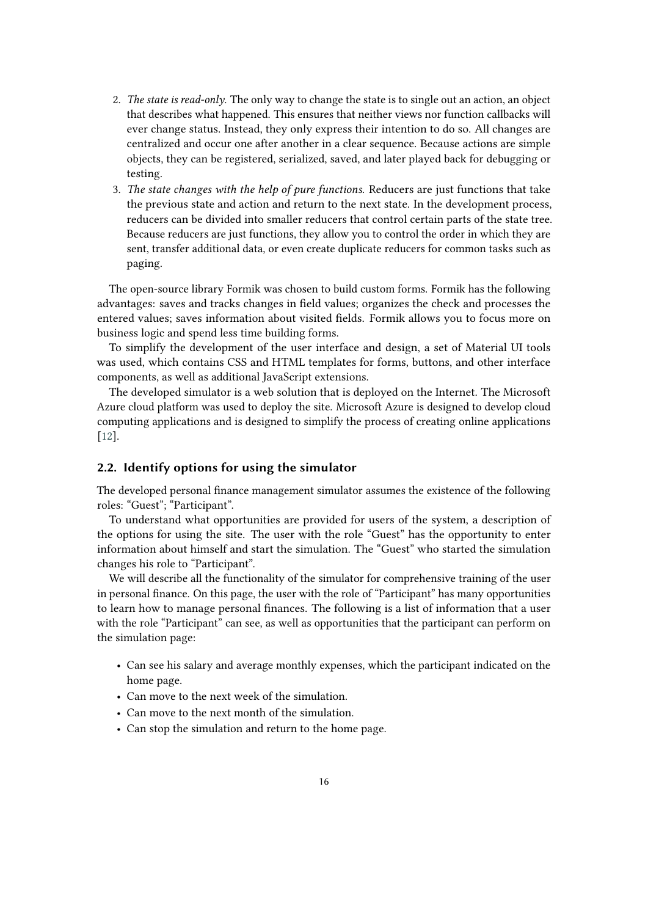2. *The state is read-only.* The only way to change the state is to single out an action, an object that describes what happened. This ensures that neither views nor function callbacks will ever change status. Instead, they only express their intention to do so. All changes are centralized and occur one after another in a clear sequence. Because actions are simple objects, they can be registered, serialized, saved, and later played back for debugging or testing.
3. *The state changes with the help of pure functions.* Reducers are just functions that take the previous state and action and return to the next state. In the development process, reducers can be divided into smaller reducers that control certain parts of the state tree. Because reducers are just functions, they allow you to control the order in which they are sent, transfer additional data, or even create duplicate reducers for common tasks such as paging.

The open-source library Formik was chosen to build custom forms. Formik has the following advantages: saves and tracks changes in field values; organizes the check and processes the entered values; saves information about visited fields. Formik allows you to focus more on business logic and spend less time building forms.

To simplify the development of the user interface and design, a set of Material UI tools was used, which contains CSS and HTML templates for forms, buttons, and other interface components, as well as additional JavaScript extensions.

The developed simulator is a web solution that is deployed on the Internet. The Microsoft Azure cloud platform was used to deploy the site. Microsoft Azure is designed to develop cloud computing applications and is designed to simplify the process of creating online applications [12].

## 2.2. Identify options for using the simulator

The developed personal finance management simulator assumes the existence of the following roles: "Guest"; "Participant".

To understand what opportunities are provided for users of the system, a description of the options for using the site. The user with the role "Guest" has the opportunity to enter information about himself and start the simulation. The "Guest" who started the simulation changes his role to "Participant".

We will describe all the functionality of the simulator for comprehensive training of the user in personal finance. On this page, the user with the role of "Participant" has many opportunities to learn how to manage personal finances. The following is a list of information that a user with the role "Participant" can see, as well as opportunities that the participant can perform on the simulation page:

- Can see his salary and average monthly expenses, which the participant indicated on the home page.
- Can move to the next week of the simulation.
- Can move to the next month of the simulation.
- Can stop the simulation and return to the home page.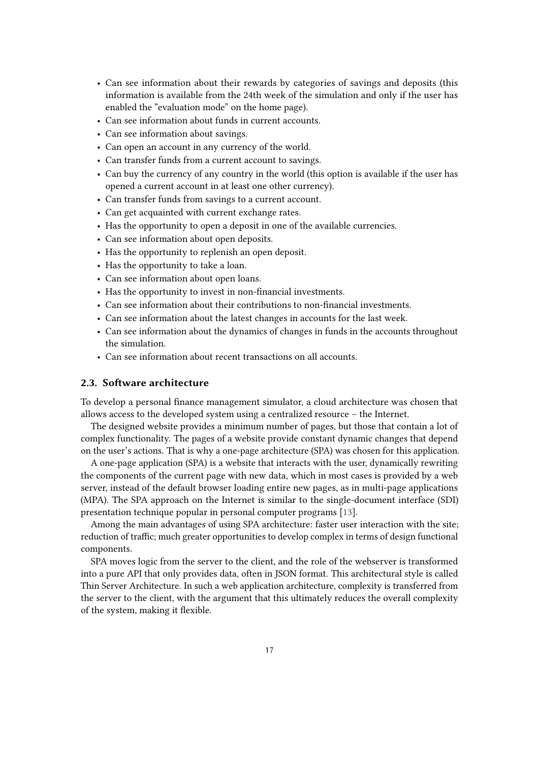- Can see information about their rewards by categories of savings and deposits (this information is available from the 24th week of the simulation and only if the user has enabled the "evaluation mode" on the home page).
- Can see information about funds in current accounts.
- Can see information about savings.
- Can open an account in any currency of the world.
- Can transfer funds from a current account to savings.
- Can buy the currency of any country in the world (this option is available if the user has opened a current account in at least one other currency).
- Can transfer funds from savings to a current account.
- Can get acquainted with current exchange rates.
- Has the opportunity to open a deposit in one of the available currencies.
- Can see information about open deposits.
- Has the opportunity to replenish an open deposit.
- Has the opportunity to take a loan.
- Can see information about open loans.
- Has the opportunity to invest in non-financial investments.
- Can see information about their contributions to non-financial investments.
- Can see information about the latest changes in accounts for the last week.
- Can see information about the dynamics of changes in funds in the accounts throughout the simulation.
- Can see information about recent transactions on all accounts.

## 2.3. Software architecture

To develop a personal finance management simulator, a cloud architecture was chosen that allows access to the developed system using a centralized resource – the Internet.

The designed website provides a minimum number of pages, but those that contain a lot of complex functionality. The pages of a website provide constant dynamic changes that depend on the user's actions. That is why a one-page architecture (SPA) was chosen for this application.

A one-page application (SPA) is a website that interacts with the user, dynamically rewriting the components of the current page with new data, which in most cases is provided by a web server, instead of the default browser loading entire new pages, as in multi-page applications (MPA). The SPA approach on the Internet is similar to the single-document interface (SDI) presentation technique popular in personal computer programs [13].

Among the main advantages of using SPA architecture: faster user interaction with the site; reduction of traffic; much greater opportunities to develop complex in terms of design functional components.

SPA moves logic from the server to the client, and the role of the webserver is transformed into a pure API that only provides data, often in JSON format. This architectural style is called Thin Server Architecture. In such a web application architecture, complexity is transferred from the server to the client, with the argument that this ultimately reduces the overall complexity of the system, making it flexible.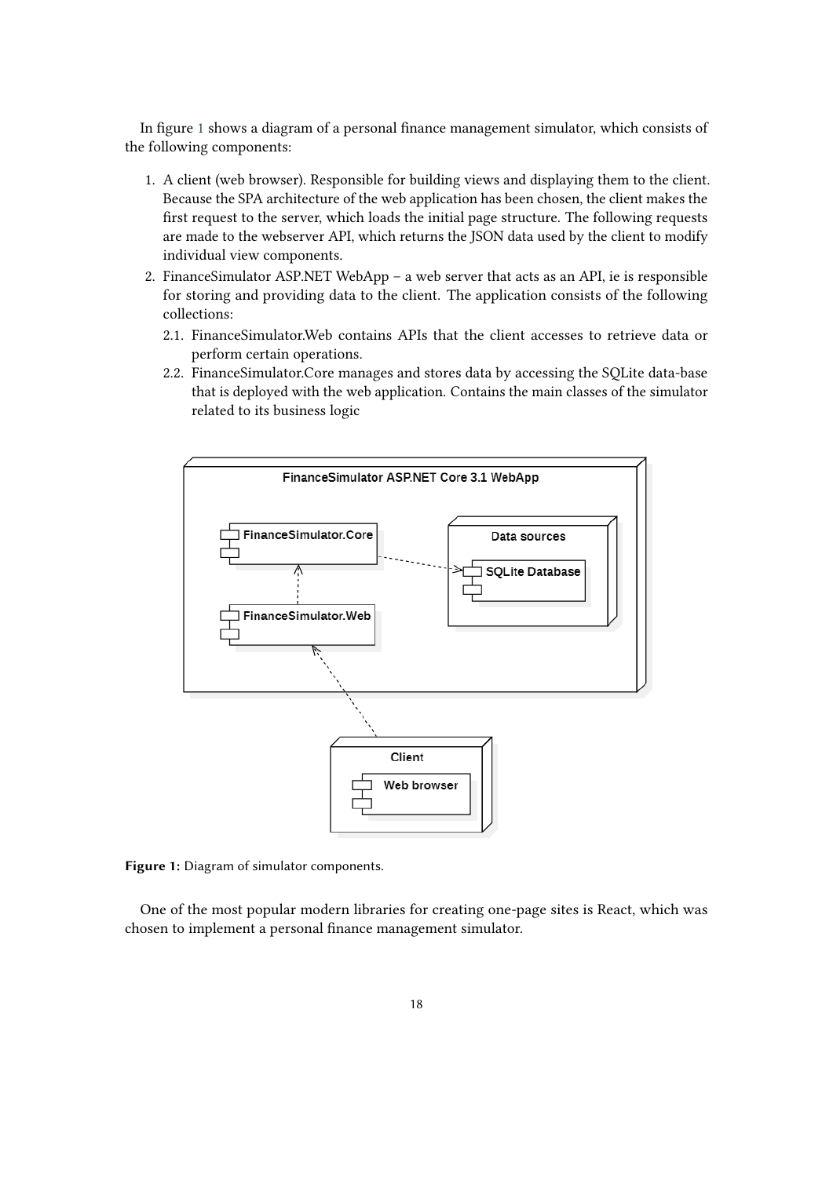In figure 1 shows a diagram of a personal finance management simulator, which consists of the following components:

1. A client (web browser). Responsible for building views and displaying them to the client. Because the SPA architecture of the web application has been chosen, the client makes the first request to the server, which loads the initial page structure. The following requests are made to the webserver API, which returns the JSON data used by the client to modify individual view components.
2. FinanceSimulator ASP.NET WebApp – a web server that acts as an API, ie is responsible for storing and providing data to the client. The application consists of the following collections:
   2.1. FinanceSimulator.Web contains APIs that the client accesses to retrieve data or perform certain operations.
   2.2. FinanceSimulator.Core manages and stores data by accessing the SQLite data-base that is deployed with the web application. Contains the main classes of the simulator related to its business logic

**Figure 1:** Diagram of simulator components.

One of the most popular modern libraries for creating one-page sites is React, which was chosen to implement a personal finance management simulator.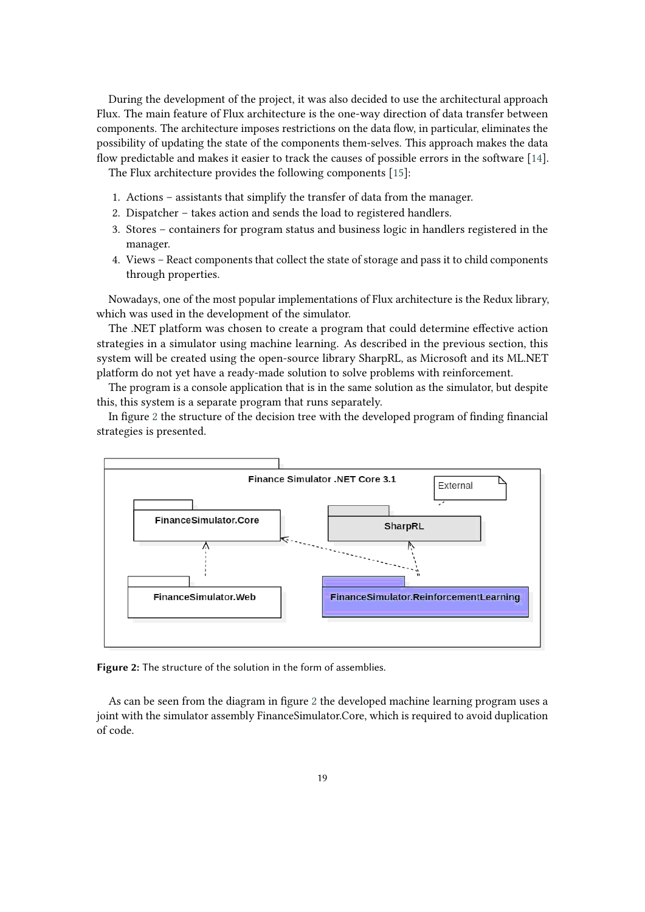During the development of the project, it was also decided to use the architectural approach Flux. The main feature of Flux architecture is the one-way direction of data transfer between components. The architecture imposes restrictions on the data flow, in particular, eliminates the possibility of updating the state of the components them-selves. This approach makes the data flow predictable and makes it easier to track the causes of possible errors in the software [14].

The Flux architecture provides the following components [15]:

1. Actions – assistants that simplify the transfer of data from the manager.
2. Dispatcher – takes action and sends the load to registered handlers.
3. Stores – containers for program status and business logic in handlers registered in the manager.
4. Views – React components that collect the state of storage and pass it to child components through properties.

Nowadays, one of the most popular implementations of Flux architecture is the Redux library, which was used in the development of the simulator.

The .NET platform was chosen to create a program that could determine effective action strategies in a simulator using machine learning. As described in the previous section, this system will be created using the open-source library SharpRL, as Microsoft and its ML.NET platform do not yet have a ready-made solution to solve problems with reinforcement.

The program is a console application that is in the same solution as the simulator, but despite this, this system is a separate program that runs separately.

In figure 2 the structure of the decision tree with the developed program of finding financial strategies is presented.

Finance Simulator .NET Core 3.1

External

FinanceSimulator.Core

SharpRL

FinanceSimulator.Web

FinanceSimulator.ReinforcementLearning

**Figure 2:** The structure of the solution in the form of assemblies.

As can be seen from the diagram in figure 2 the developed machine learning program uses a joint with the simulator assembly FinanceSimulator.Core, which is required to avoid duplication of code.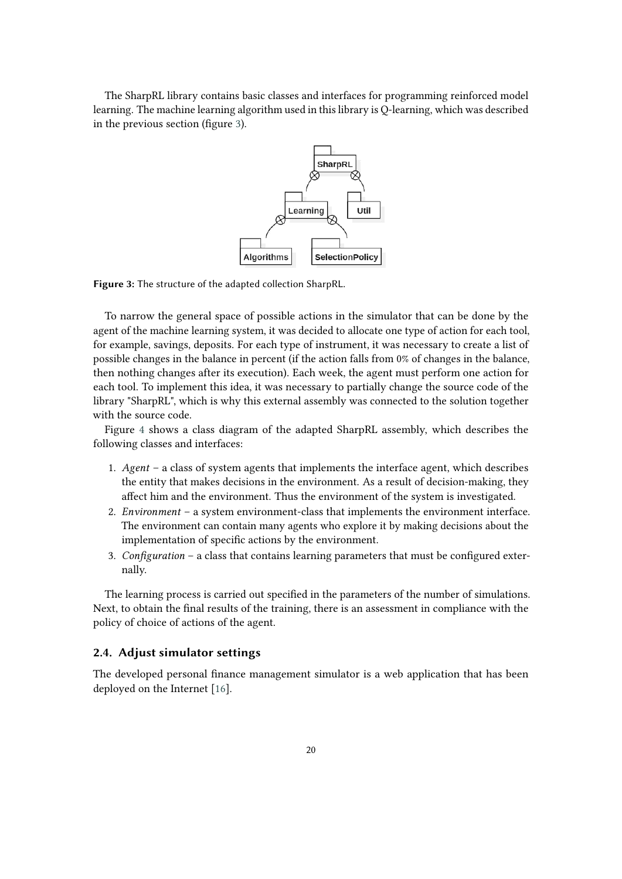The SharpRL library contains basic classes and interfaces for programming reinforced model learning. The machine learning algorithm used in this library is Q-learning, which was described in the previous section (figure 3).

**Figure 3:** The structure of the adapted collection SharpRL.

To narrow the general space of possible actions in the simulator that can be done by the agent of the machine learning system, it was decided to allocate one type of action for each tool, for example, savings, deposits. For each type of instrument, it was necessary to create a list of possible changes in the balance in percent (if the action falls from 0% of changes in the balance, then nothing changes after its execution). Each week, the agent must perform one action for each tool. To implement this idea, it was necessary to partially change the source code of the library "SharpRL", which is why this external assembly was connected to the solution together with the source code.

Figure 4 shows a class diagram of the adapted SharpRL assembly, which describes the following classes and interfaces:

1. *Agent* – a class of system agents that implements the interface agent, which describes the entity that makes decisions in the environment. As a result of decision-making, they affect him and the environment. Thus the environment of the system is investigated.
2. *Environment* – a system environment-class that implements the environment interface. The environment can contain many agents who explore it by making decisions about the implementation of specific actions by the environment.
3. *Configuration* – a class that contains learning parameters that must be configured externally.

The learning process is carried out specified in the parameters of the number of simulations. Next, to obtain the final results of the training, there is an assessment in compliance with the policy of choice of actions of the agent.

### 2.4. Adjust simulator settings

The developed personal finance management simulator is a web application that has been deployed on the Internet [16].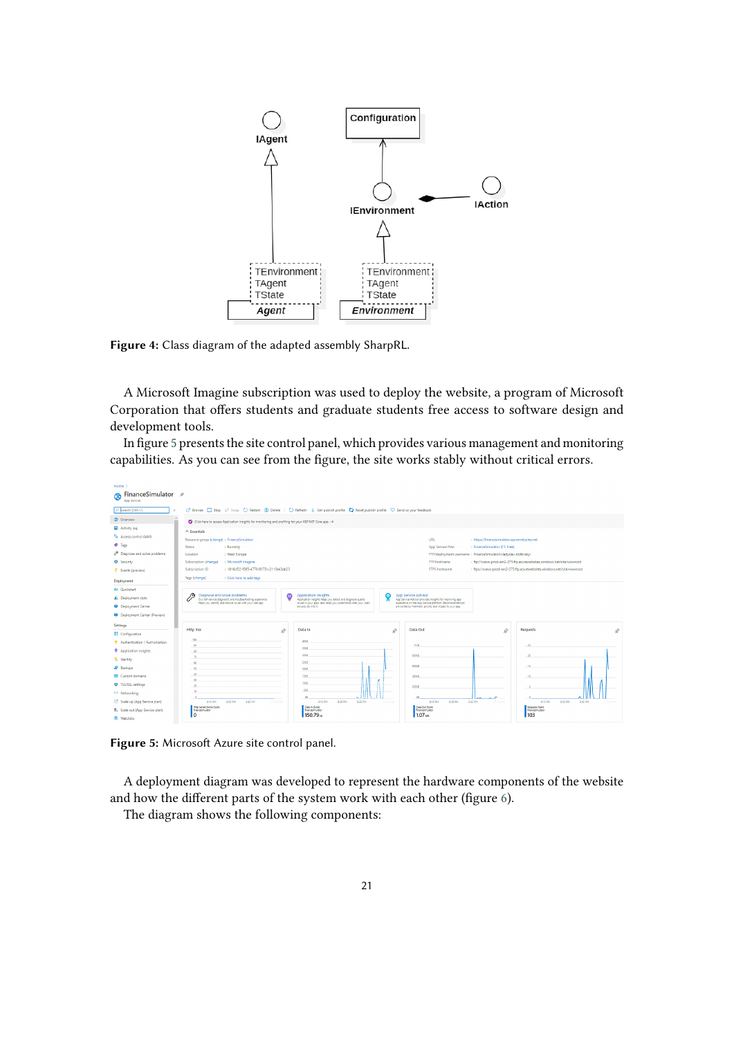**Figure 4:** Class diagram of the adapted assembly SharpRL.

A Microsoft Imagine subscription was used to deploy the website, a program of Microsoft Corporation that offers students and graduate students free access to software design and development tools.

In figure 5 presents the site control panel, which provides various management and monitoring capabilities. As you can see from the figure, the site works stably without critical errors.

**Figure 5:** Microsoft Azure site control panel.

A deployment diagram was developed to represent the hardware components of the website and how the different parts of the system work with each other (figure 6).

The diagram shows the following components: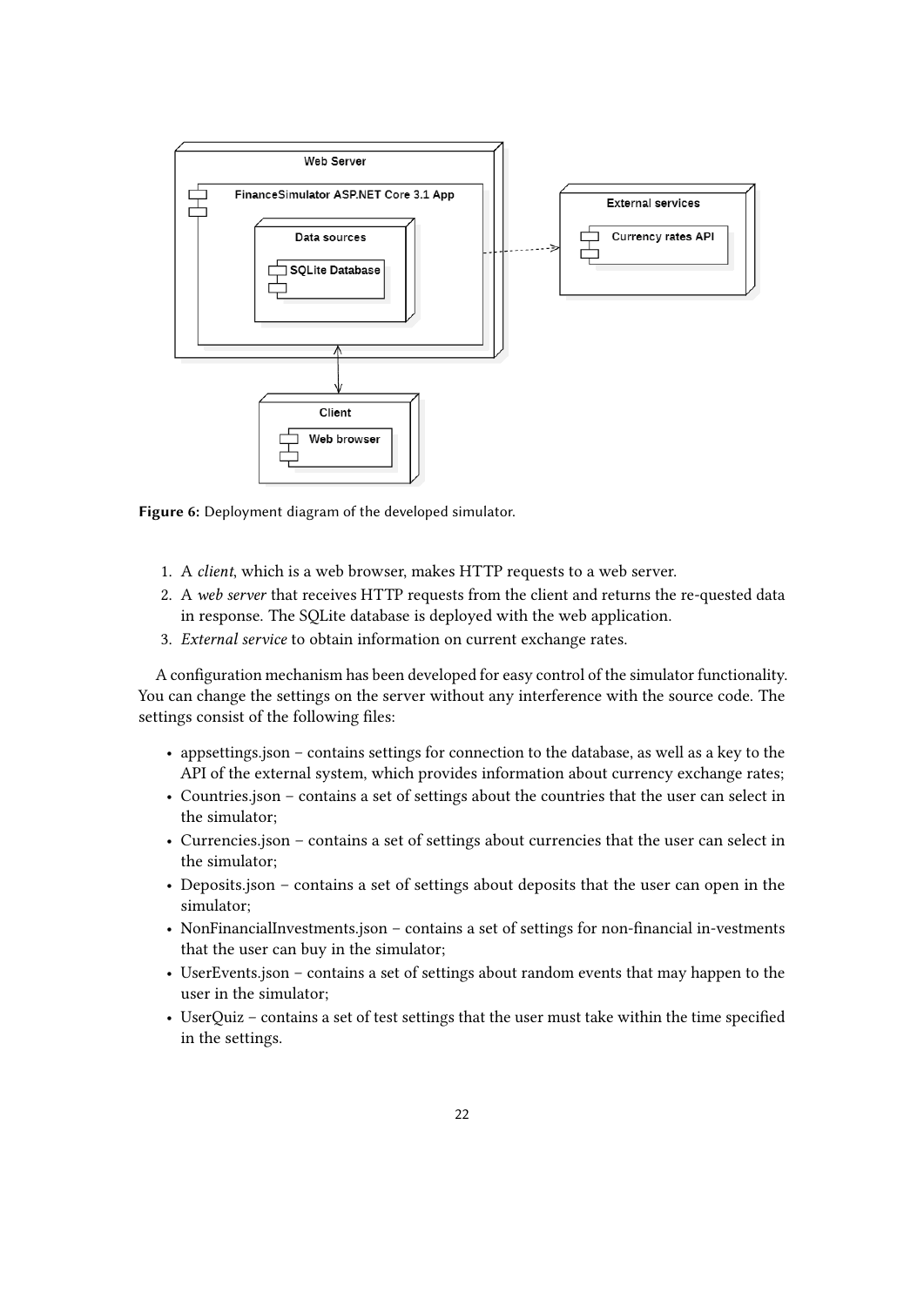Figure 6: Deployment diagram of the developed simulator.

1. A *client*, which is a web browser, makes HTTP requests to a web server.
2. A *web server* that receives HTTP requests from the client and returns the re-quested data in response. The SQLite database is deployed with the web application.
3. *External service* to obtain information on current exchange rates.

A configuration mechanism has been developed for easy control of the simulator functionality. You can change the settings on the server without any interference with the source code. The settings consist of the following files:

- appsettings.json – contains settings for connection to the database, as well as a key to the API of the external system, which provides information about currency exchange rates;
- Countries.json – contains a set of settings about the countries that the user can select in the simulator;
- Currencies.json – contains a set of settings about currencies that the user can select in the simulator;
- Deposits.json – contains a set of settings about deposits that the user can open in the simulator;
- NonFinancialInvestments.json – contains a set of settings for non-financial in-vestments that the user can buy in the simulator;
- UserEvents.json – contains a set of settings about random events that may happen to the user in the simulator;
- UserQuiz – contains a set of test settings that the user must take within the time specified in the settings.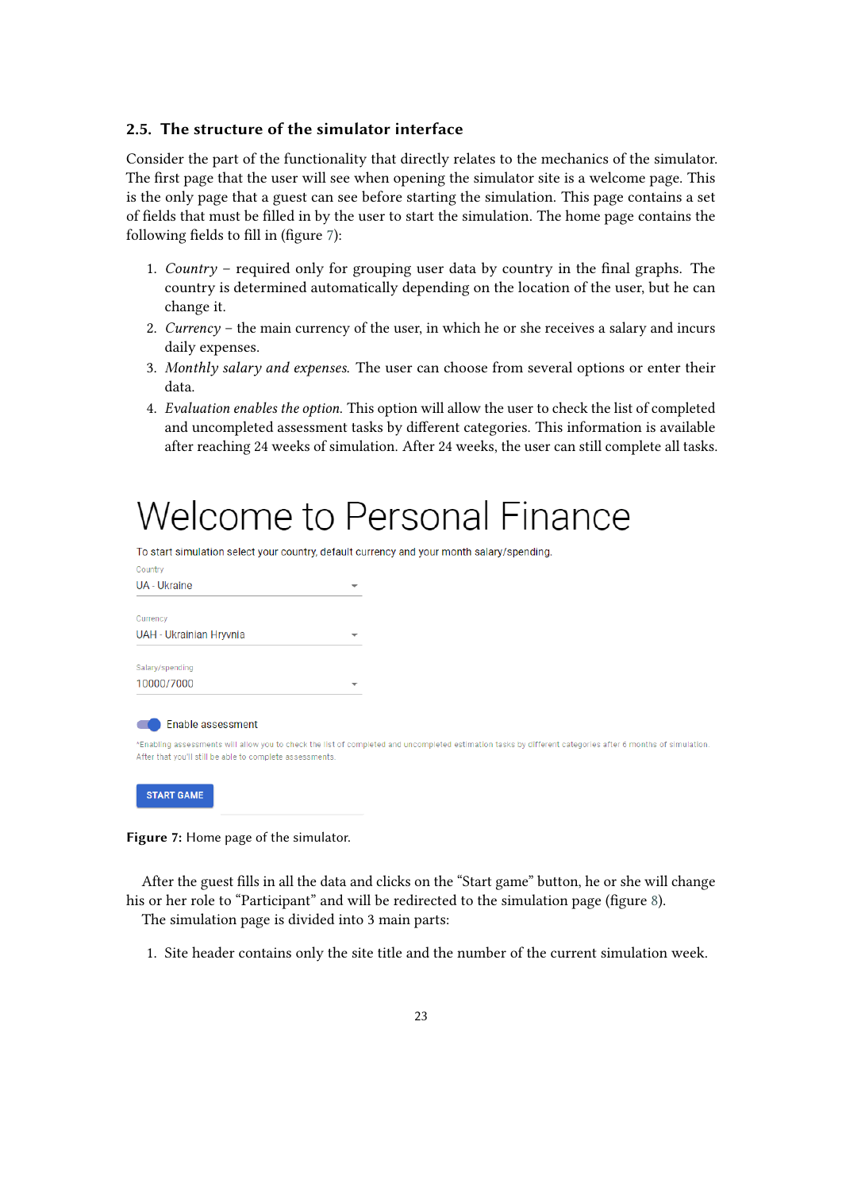## 2.5. The structure of the simulator interface

Consider the part of the functionality that directly relates to the mechanics of the simulator. The first page that the user will see when opening the simulator site is a welcome page. This is the only page that a guest can see before starting the simulation. This page contains a set of fields that must be filled in by the user to start the simulation. The home page contains the following fields to fill in (figure 7):

1. *Country* – required only for grouping user data by country in the final graphs. The country is determined automatically depending on the location of the user, but he can change it.
2. *Currency* – the main currency of the user, in which he or she receives a salary and incurs daily expenses.
3. *Monthly salary and expenses*. The user can choose from several options or enter their data.
4. *Evaluation enables the option*. This option will allow the user to check the list of completed and uncompleted assessment tasks by different categories. This information is available after reaching 24 weeks of simulation. After 24 weeks, the user can still complete all tasks.

# Welcome to Personal Finance

To start simulation select your country, default currency and your month salary/spending.

Country
UA - Ukraine

Currency
UAH - Ukrainian Hryvnia

Salary/spending
10000/7000

Enable assessment

*Enabling assessments will allow you to check the list of completed and uncompleted estimation tasks by different categories after 6 months of simulation. After that you'll still be able to complete assessments.

START GAME

**Figure 7:** Home page of the simulator.

After the guest fills in all the data and clicks on the "Start game" button, he or she will change his or her role to "Participant" and will be redirected to the simulation page (figure 8).

The simulation page is divided into 3 main parts:

1. Site header contains only the site title and the number of the current simulation week.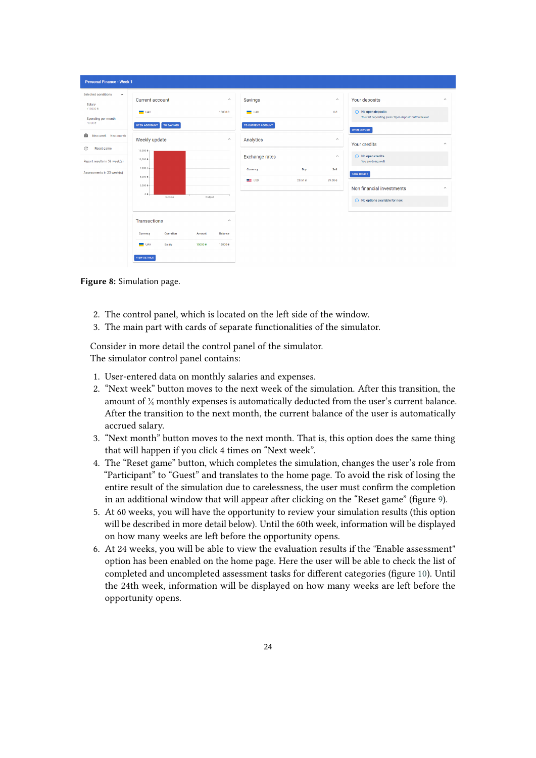**Figure 8:** Simulation page.

2. The control panel, which is located on the left side of the window.
3. The main part with cards of separate functionalities of the simulator.

Consider in more detail the control panel of the simulator.
The simulator control panel contains:

1. User-entered data on monthly salaries and expenses.
2. “Next week” button moves to the next week of the simulation. After this transition, the amount of ¼ monthly expenses is automatically deducted from the user’s current balance. After the transition to the next month, the current balance of the user is automatically accrued salary.
3. “Next month” button moves to the next month. That is, this option does the same thing that will happen if you click 4 times on “Next week”.
4. The “Reset game” button, which completes the simulation, changes the user’s role from “Participant” to “Guest” and translates to the home page. To avoid the risk of losing the entire result of the simulation due to carelessness, the user must confirm the completion in an additional window that will appear after clicking on the “Reset game” (figure 9).
5. At 60 weeks, you will have the opportunity to review your simulation results (this option will be described in more detail below). Until the 60th week, information will be displayed on how many weeks are left before the opportunity opens.
6. At 24 weeks, you will be able to view the evaluation results if the "Enable assessment" option has been enabled on the home page. Here the user will be able to check the list of completed and uncompleted assessment tasks for different categories (figure 10). Until the 24th week, information will be displayed on how many weeks are left before the opportunity opens.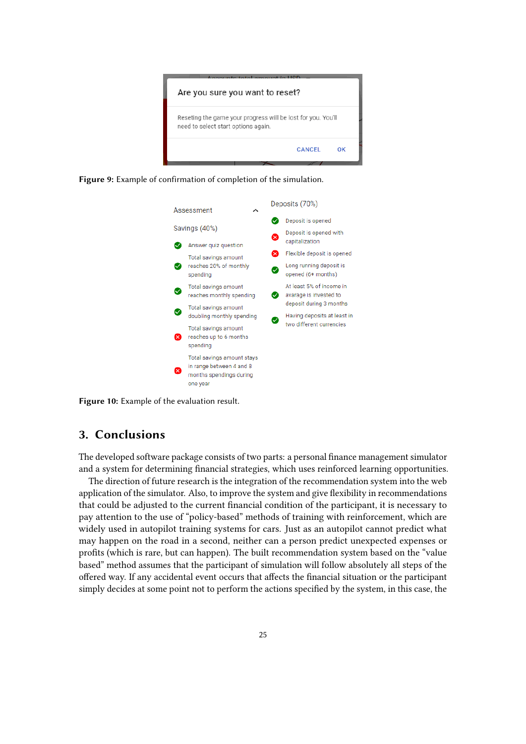Figure 9: Example of confirmation of completion of the simulation.

Figure 10: Example of the evaluation result.

## 3. Conclusions

The developed software package consists of two parts: a personal finance management simulator and a system for determining financial strategies, which uses reinforced learning opportunities.

The direction of future research is the integration of the recommendation system into the web application of the simulator. Also, to improve the system and give flexibility in recommendations that could be adjusted to the current financial condition of the participant, it is necessary to pay attention to the use of "policy-based" methods of training with reinforcement, which are widely used in autopilot training systems for cars. Just as an autopilot cannot predict what may happen on the road in a second, neither can a person predict unexpected expenses or profits (which is rare, but can happen). The built recommendation system based on the "value based" method assumes that the participant of simulation will follow absolutely all steps of the offered way. If any accidental event occurs that affects the financial situation or the participant simply decides at some point not to perform the actions specified by the system, in this case, the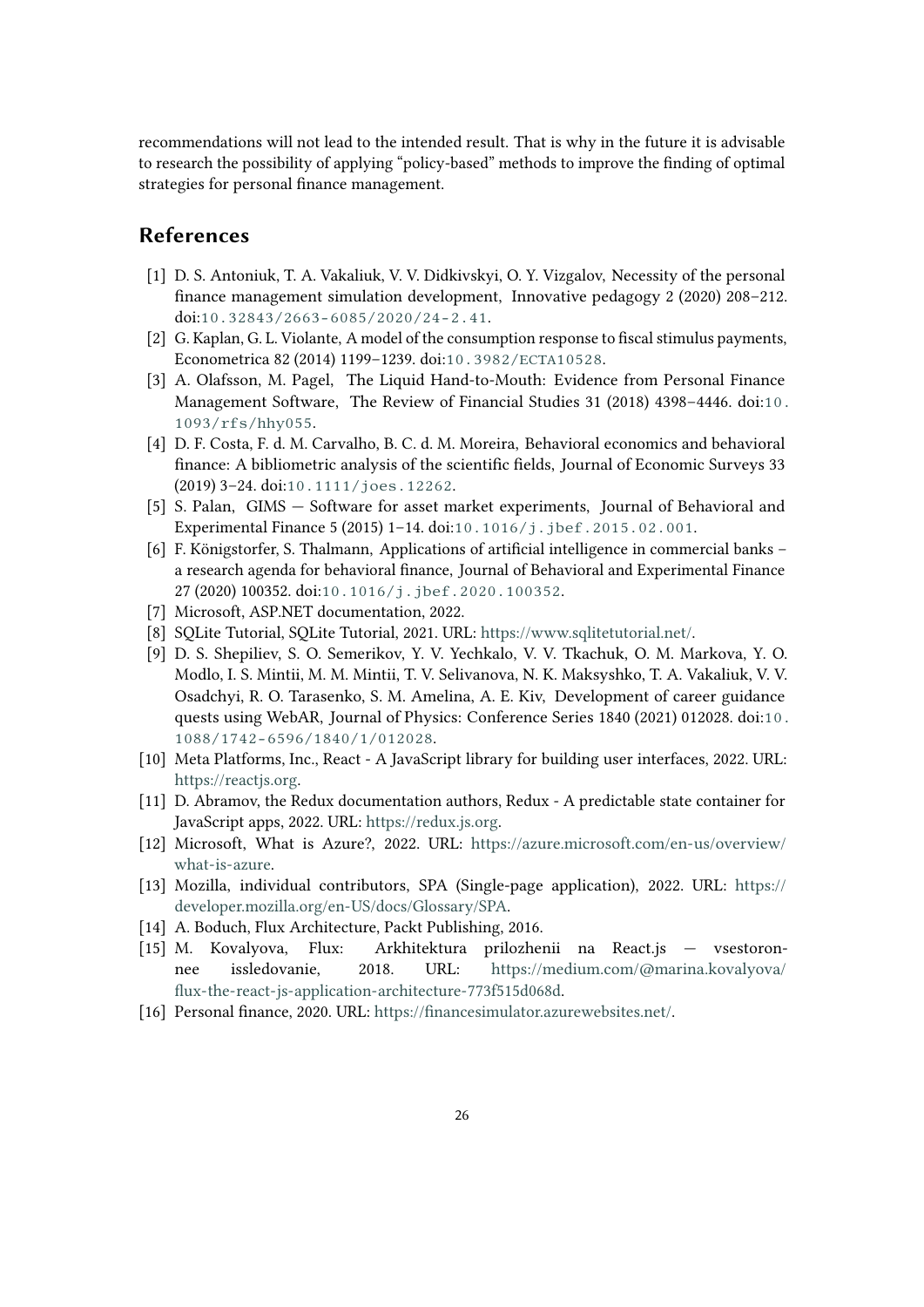recommendations will not lead to the intended result. That is why in the future it is advisable to research the possibility of applying "policy-based" methods to improve the finding of optimal strategies for personal finance management.

## References

[1] D. S. Antoniuk, T. A. Vakaliuk, V. V. Didkivskyi, O. Y. Vizgalov, Necessity of the personal finance management simulation development, Innovative pedagogy 2 (2020) 208–212. doi:10.32843/2663-6085/2020/24-2.41.

[2] G. Kaplan, G. L. Violante, A model of the consumption response to fiscal stimulus payments, Econometrica 82 (2014) 1199–1239. doi:10.3982/ECTA10528.

[3] A. Olafsson, M. Pagel, The Liquid Hand-to-Mouth: Evidence from Personal Finance Management Software, The Review of Financial Studies 31 (2018) 4398–4446. doi:10.1093/rfs/hhy055.

[4] D. F. Costa, F. d. M. Carvalho, B. C. d. M. Moreira, Behavioral economics and behavioral finance: A bibliometric analysis of the scientific fields, Journal of Economic Surveys 33 (2019) 3–24. doi:10.1111/joes.12262.

[5] S. Palan, GIMS — Software for asset market experiments, Journal of Behavioral and Experimental Finance 5 (2015) 1–14. doi:10.1016/j.jbef.2015.02.001.

[6] F. Königstorfer, S. Thalmann, Applications of artificial intelligence in commercial banks – a research agenda for behavioral finance, Journal of Behavioral and Experimental Finance 27 (2020) 100352. doi:10.1016/j.jbef.2020.100352.

[7] Microsoft, ASP.NET documentation, 2022.

[8] SQLite Tutorial, SQLite Tutorial, 2021. URL: https://www.sqlitetutorial.net/.

[9] D. S. Shepiliev, S. O. Semerikov, Y. V. Yechkalo, V. V. Tkachuk, O. M. Markova, Y. O. Modlo, I. S. Mintii, M. M. Mintii, T. V. Selivanova, N. K. Maksyshko, T. A. Vakaliuk, V. V. Osadchyi, R. O. Tarasenko, S. M. Amelina, A. E. Kiv, Development of career guidance quests using WebAR, Journal of Physics: Conference Series 1840 (2021) 012028. doi:10.1088/1742-6596/1840/1/012028.

[10] Meta Platforms, Inc., React - A JavaScript library for building user interfaces, 2022. URL: https://reactjs.org.

[11] D. Abramov, the Redux documentation authors, Redux - A predictable state container for JavaScript apps, 2022. URL: https://redux.js.org.

[12] Microsoft, What is Azure?, 2022. URL: https://azure.microsoft.com/en-us/overview/what-is-azure.

[13] Mozilla, individual contributors, SPA (Single-page application), 2022. URL: https://developer.mozilla.org/en-US/docs/Glossary/SPA.

[14] A. Boduch, Flux Architecture, Packt Publishing, 2016.

[15] M. Kovalyova, Flux: Arkhitektura prilozhenii na React.js — vsestoronnee issledovanie, 2018. URL: https://medium.com/@marina.kovalyova/flux-the-react-js-application-architecture-773f515d068d.

[16] Personal finance, 2020. URL: https://financesimulator.azurewebsites.net/.